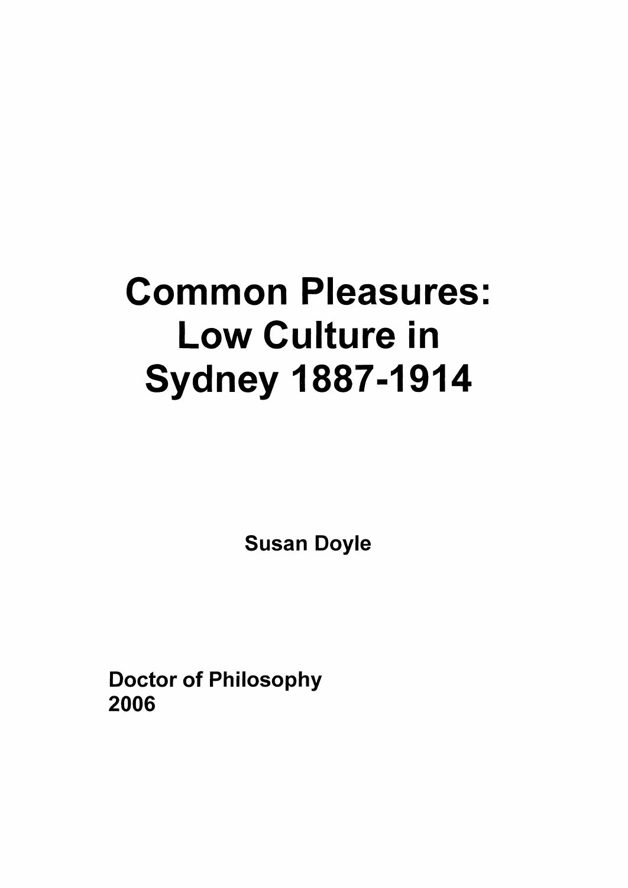# Common Pleasures: Low Culture in Sydney 1887-1914

**Susan Doyle**

**Doctor of Philosophy**
**2006**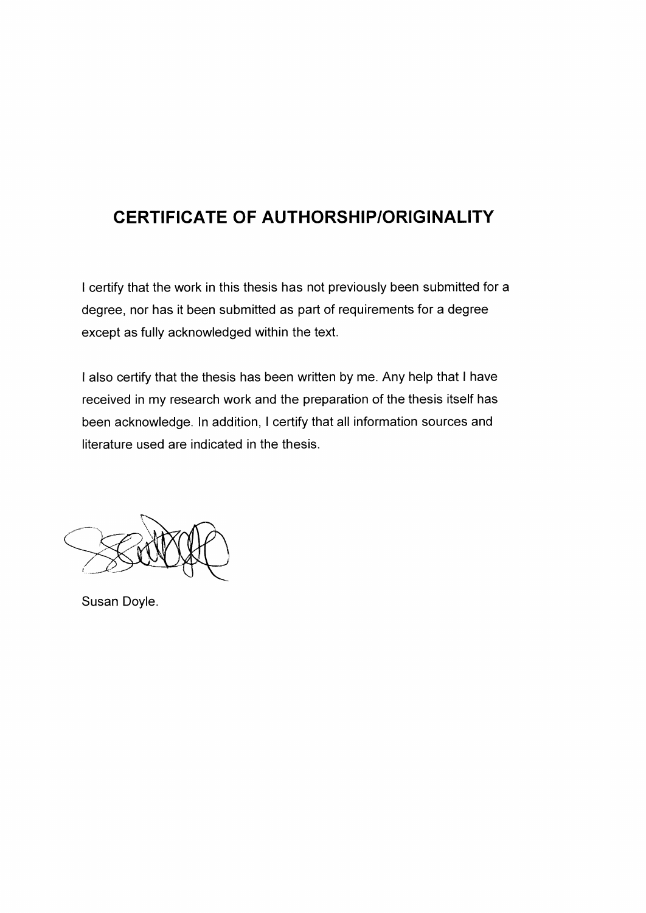# CERTIFICATE OF AUTHORSHIP/ORIGINALITY

I certify that the work in this thesis has not previously been submitted for a degree, nor has it been submitted as part of requirements for a degree except as fully acknowledged within the text.

I also certify that the thesis has been written by me. Any help that I have received in my research work and the preparation of the thesis itself has been acknowledge. In addition, I certify that all information sources and literature used are indicated in the thesis.

Susan Doyle.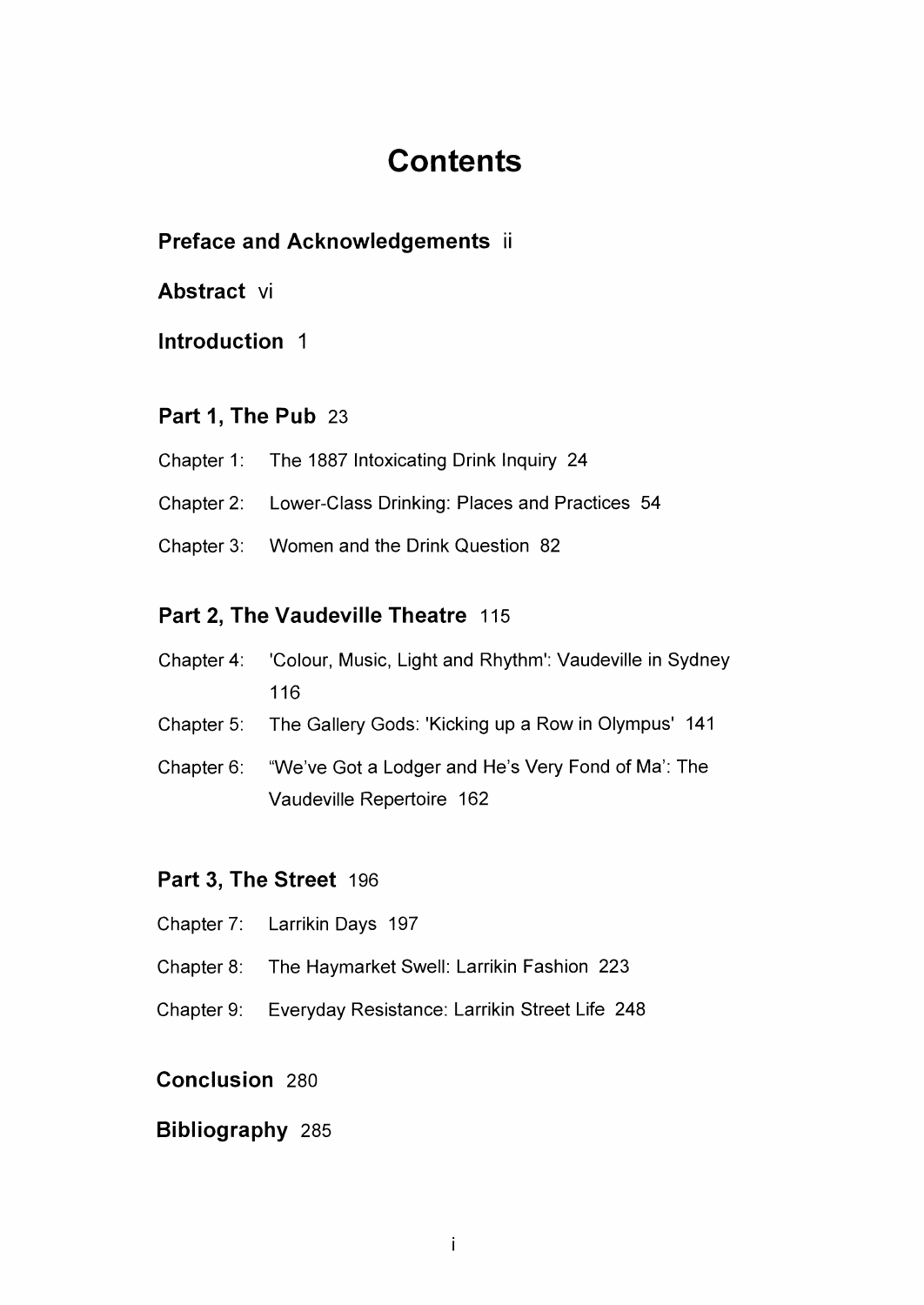# Contents

**Preface and Acknowledgements** ii

**Abstract** vi

**Introduction** 1

## Part 1, The Pub 23

Chapter 1: The 1887 Intoxicating Drink Inquiry 24

Chapter 2: Lower-Class Drinking: Places and Practices 54

Chapter 3: Women and the Drink Question 82

## Part 2, The Vaudeville Theatre 115

Chapter 4: 'Colour, Music, Light and Rhythm': Vaudeville in Sydney 116

Chapter 5: The Gallery Gods: 'Kicking up a Row in Olympus' 141

Chapter 6: "We've Got a Lodger and He's Very Fond of Ma': The Vaudeville Repertoire 162

## Part 3, The Street 196

Chapter 7: Larrikin Days 197

Chapter 8: The Haymarket Swell: Larrikin Fashion 223

Chapter 9: Everyday Resistance: Larrikin Street Life 248

**Conclusion** 280

**Bibliography** 285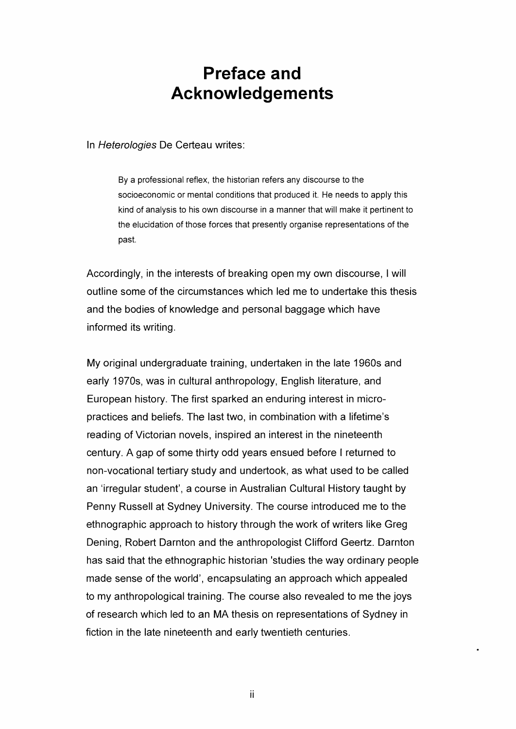# Preface and Acknowledgements

In *Heterologies* De Certeau writes:

> By a professional reflex, the historian refers any discourse to the socioeconomic or mental conditions that produced it. He needs to apply this kind of analysis to his own discourse in a manner that will make it pertinent to the elucidation of those forces that presently organise representations of the past.

Accordingly, in the interests of breaking open my own discourse, I will outline some of the circumstances which led me to undertake this thesis and the bodies of knowledge and personal baggage which have informed its writing.

My original undergraduate training, undertaken in the late 1960s and early 1970s, was in cultural anthropology, English literature, and European history. The first sparked an enduring interest in micro-practices and beliefs. The last two, in combination with a lifetime's reading of Victorian novels, inspired an interest in the nineteenth century. A gap of some thirty odd years ensued before I returned to non-vocational tertiary study and undertook, as what used to be called an 'irregular student', a course in Australian Cultural History taught by Penny Russell at Sydney University. The course introduced me to the ethnographic approach to history through the work of writers like Greg Dening, Robert Darnton and the anthropologist Clifford Geertz. Darnton has said that the ethnographic historian 'studies the way ordinary people made sense of the world', encapsulating an approach which appealed to my anthropological training. The course also revealed to me the joys of research which led to an MA thesis on representations of Sydney in fiction in the late nineteenth and early twentieth centuries.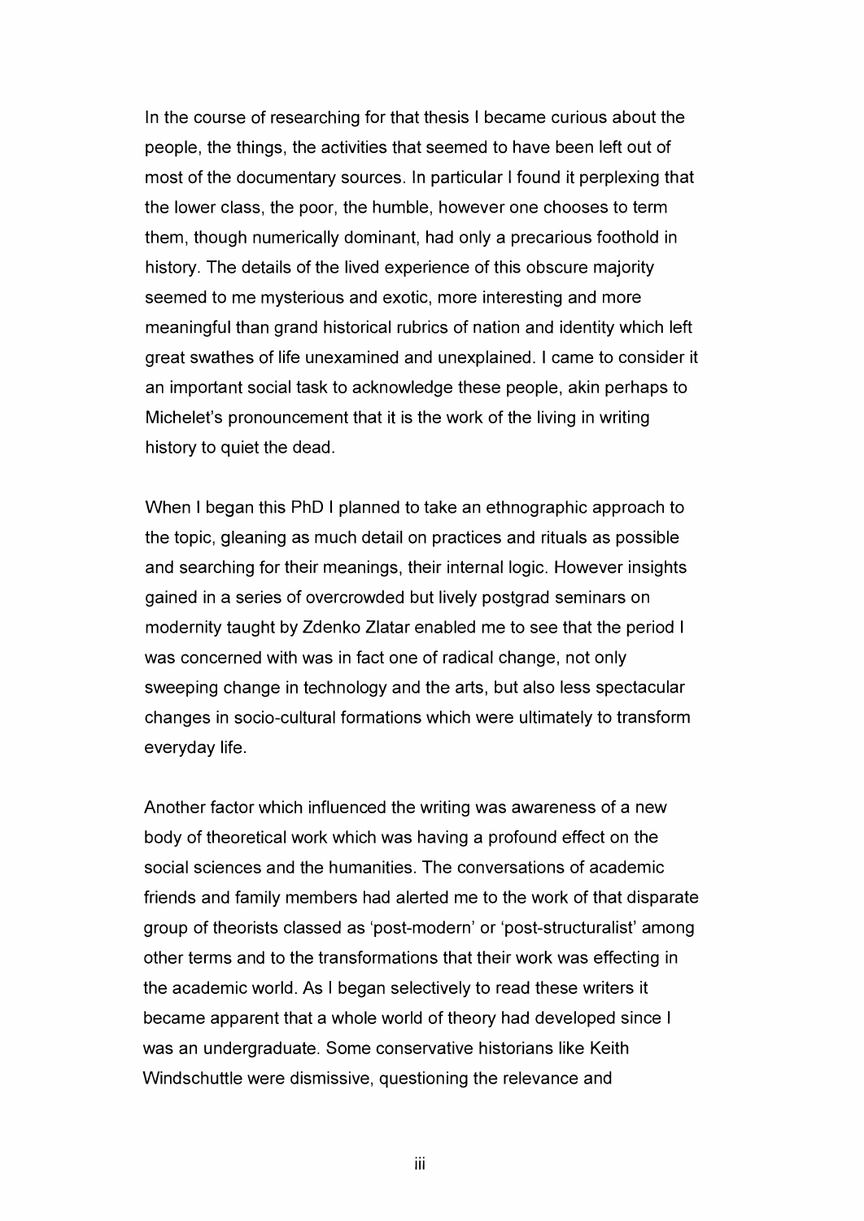In the course of researching for that thesis I became curious about the people, the things, the activities that seemed to have been left out of most of the documentary sources. In particular I found it perplexing that the lower class, the poor, the humble, however one chooses to term them, though numerically dominant, had only a precarious foothold in history. The details of the lived experience of this obscure majority seemed to me mysterious and exotic, more interesting and more meaningful than grand historical rubrics of nation and identity which left great swathes of life unexamined and unexplained. I came to consider it an important social task to acknowledge these people, akin perhaps to Michelet's pronouncement that it is the work of the living in writing history to quiet the dead.

When I began this PhD I planned to take an ethnographic approach to the topic, gleaning as much detail on practices and rituals as possible and searching for their meanings, their internal logic. However insights gained in a series of overcrowded but lively postgrad seminars on modernity taught by Zdenko Zlatar enabled me to see that the period I was concerned with was in fact one of radical change, not only sweeping change in technology and the arts, but also less spectacular changes in socio-cultural formations which were ultimately to transform everyday life.

Another factor which influenced the writing was awareness of a new body of theoretical work which was having a profound effect on the social sciences and the humanities. The conversations of academic friends and family members had alerted me to the work of that disparate group of theorists classed as 'post-modern' or 'post-structuralist' among other terms and to the transformations that their work was effecting in the academic world. As I began selectively to read these writers it became apparent that a whole world of theory had developed since I was an undergraduate. Some conservative historians like Keith Windschuttle were dismissive, questioning the relevance and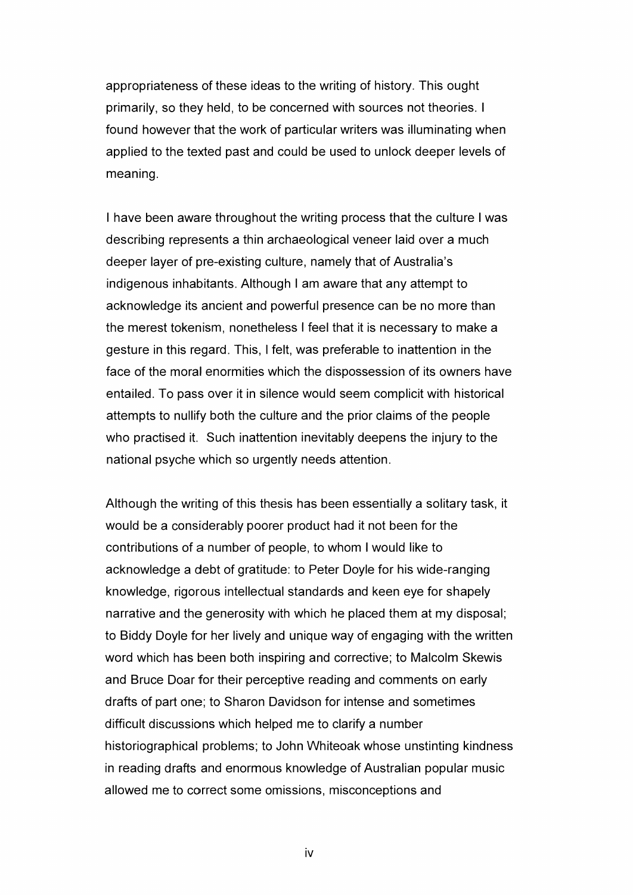appropriateness of these ideas to the writing of history. This ought primarily, so they held, to be concerned with sources not theories. I found however that the work of particular writers was illuminating when applied to the texted past and could be used to unlock deeper levels of meaning.

I have been aware throughout the writing process that the culture I was describing represents a thin archaeological veneer laid over a much deeper layer of pre-existing culture, namely that of Australia's indigenous inhabitants. Although I am aware that any attempt to acknowledge its ancient and powerful presence can be no more than the merest tokenism, nonetheless I feel that it is necessary to make a gesture in this regard. This, I felt, was preferable to inattention in the face of the moral enormities which the dispossession of its owners have entailed. To pass over it in silence would seem complicit with historical attempts to nullify both the culture and the prior claims of the people who practised it. Such inattention inevitably deepens the injury to the national psyche which so urgently needs attention.

Although the writing of this thesis has been essentially a solitary task, it would be a considerably poorer product had it not been for the contributions of a number of people, to whom I would like to acknowledge a debt of gratitude: to Peter Doyle for his wide-ranging knowledge, rigorous intellectual standards and keen eye for shapely narrative and the generosity with which he placed them at my disposal; to Biddy Doyle for her lively and unique way of engaging with the written word which has been both inspiring and corrective; to Malcolm Skewis and Bruce Doar for their perceptive reading and comments on early drafts of part one; to Sharon Davidson for intense and sometimes difficult discussions which helped me to clarify a number historiographical problems; to John Whiteoak whose unstinting kindness in reading drafts and enormous knowledge of Australian popular music allowed me to correct some omissions, misconceptions and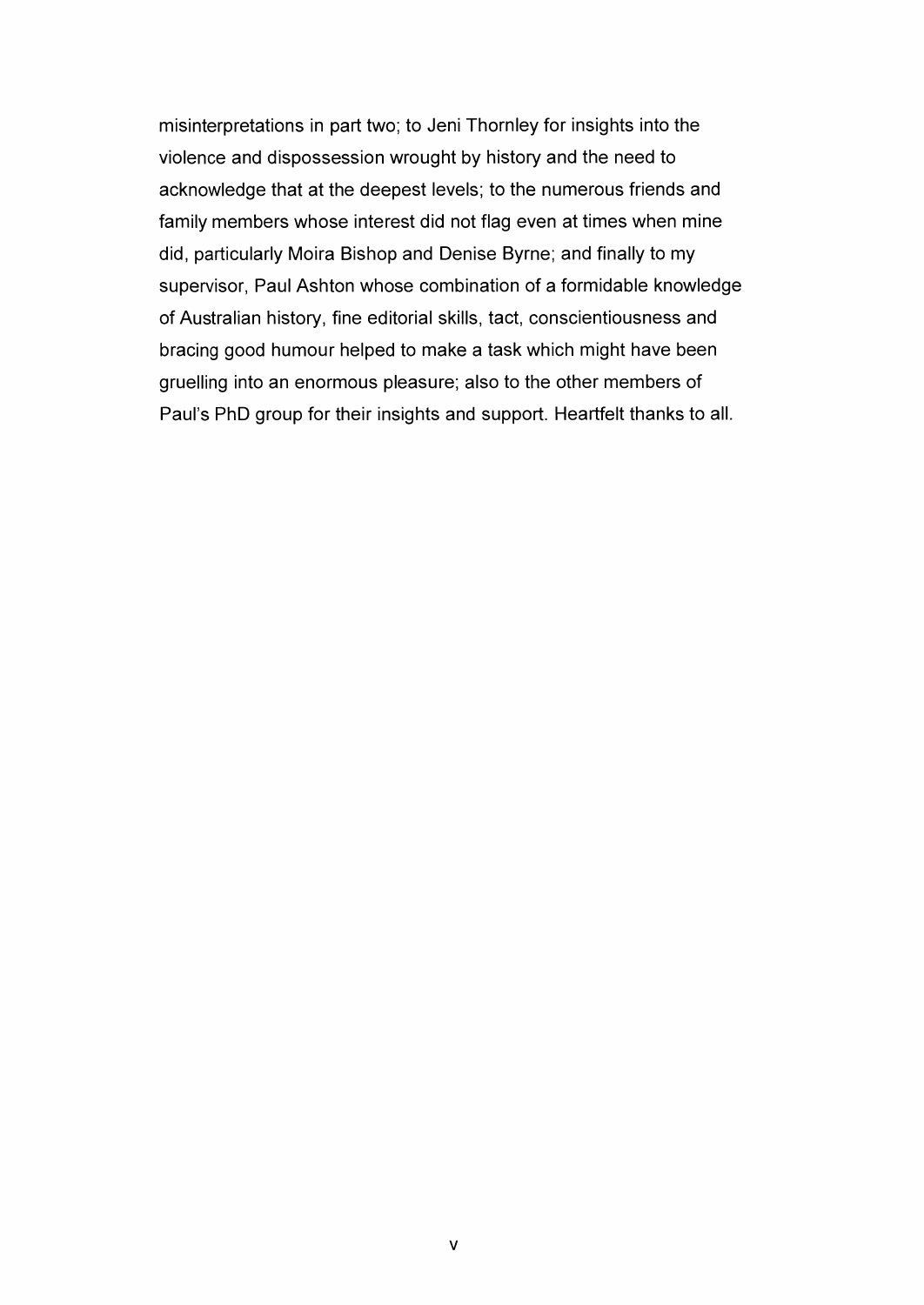misinterpretations in part two; to Jeni Thornley for insights into the violence and dispossession wrought by history and the need to acknowledge that at the deepest levels; to the numerous friends and family members whose interest did not flag even at times when mine did, particularly Moira Bishop and Denise Byrne; and finally to my supervisor, Paul Ashton whose combination of a formidable knowledge of Australian history, fine editorial skills, tact, conscientiousness and bracing good humour helped to make a task which might have been gruelling into an enormous pleasure; also to the other members of Paul's PhD group for their insights and support. Heartfelt thanks to all.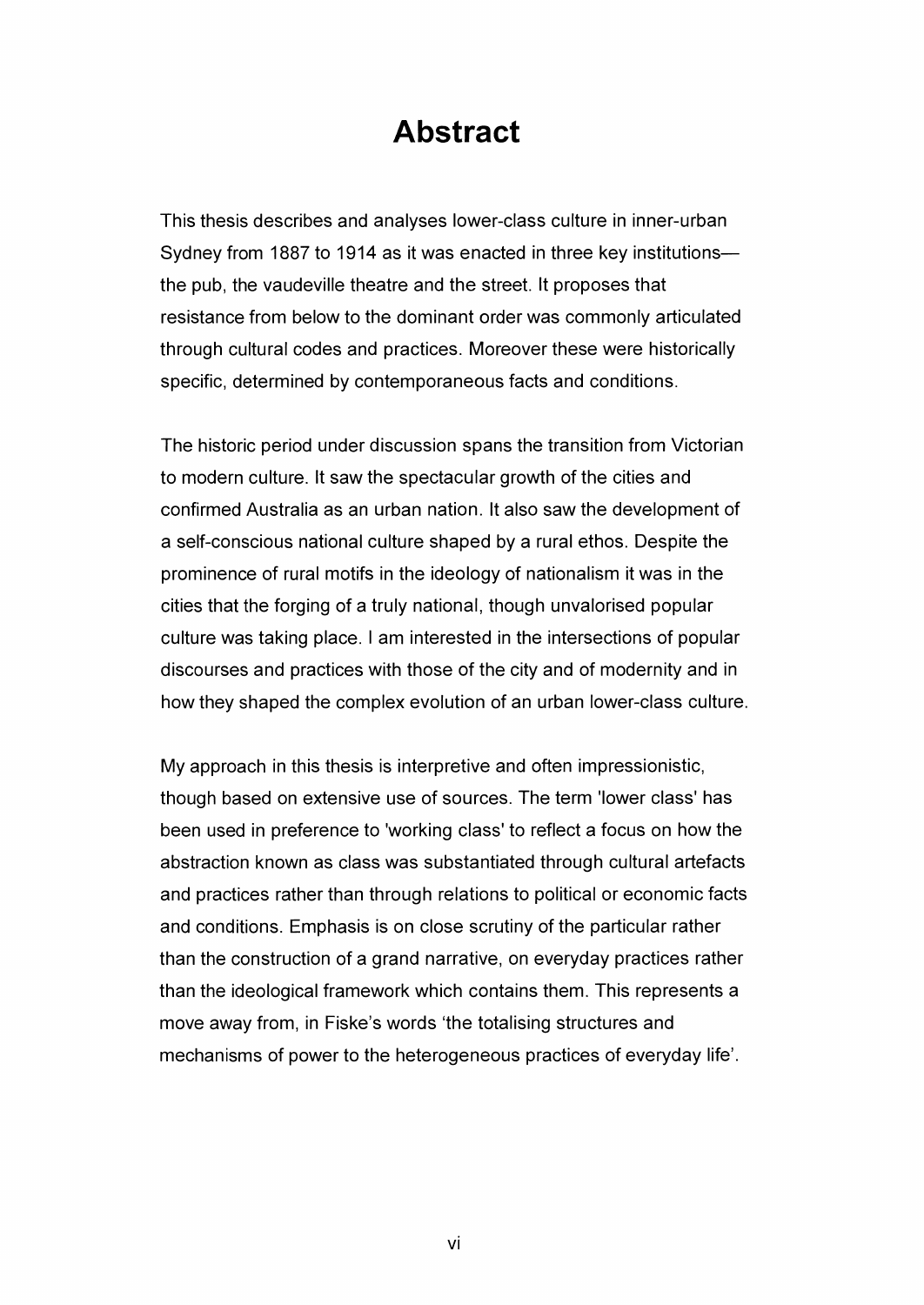# Abstract

This thesis describes and analyses lower-class culture in inner-urban Sydney from 1887 to 1914 as it was enacted in three key institutions—the pub, the vaudeville theatre and the street. It proposes that resistance from below to the dominant order was commonly articulated through cultural codes and practices. Moreover these were historically specific, determined by contemporaneous facts and conditions.

The historic period under discussion spans the transition from Victorian to modern culture. It saw the spectacular growth of the cities and confirmed Australia as an urban nation. It also saw the development of a self-conscious national culture shaped by a rural ethos. Despite the prominence of rural motifs in the ideology of nationalism it was in the cities that the forging of a truly national, though unvalorised popular culture was taking place. I am interested in the intersections of popular discourses and practices with those of the city and of modernity and in how they shaped the complex evolution of an urban lower-class culture.

My approach in this thesis is interpretive and often impressionistic, though based on extensive use of sources. The term 'lower class' has been used in preference to 'working class' to reflect a focus on how the abstraction known as class was substantiated through cultural artefacts and practices rather than through relations to political or economic facts and conditions. Emphasis is on close scrutiny of the particular rather than the construction of a grand narrative, on everyday practices rather than the ideological framework which contains them. This represents a move away from, in Fiske's words 'the totalising structures and mechanisms of power to the heterogeneous practices of everyday life'.